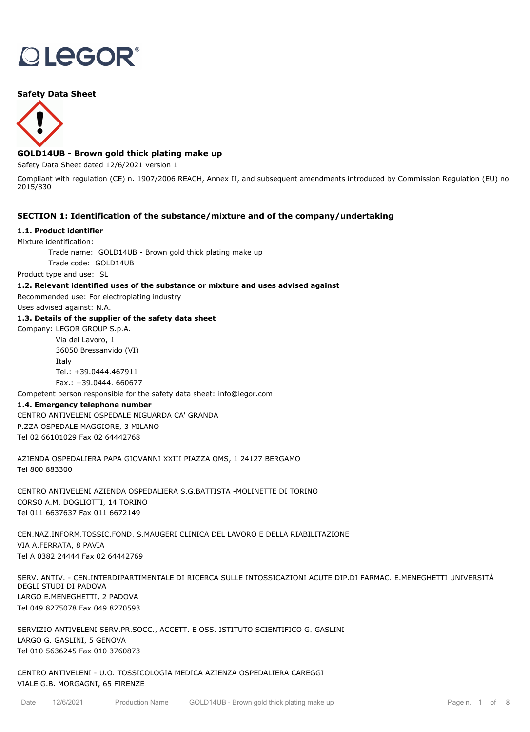LEGOR®

**Safety Data Sheet**

## GOLD14UB - Brown gold thick plating make up

Safety Data Sheet dated 12/6/2021 version 1

Compliant with regulation (CE) n. 1907/2006 REACH, Annex II, and subsequent amendments introduced by Commission Regulation (EU) no. 2015/830

## SECTION 1: Identification of the substance/mixture and of the company/undertaking

### 1.1. Product identifier

Mixture identification:

Trade name: GOLD14UB - Brown gold thick plating make up

Trade code: GOLD14UB

Product type and use: SL

### 1.2. Relevant identified uses of the substance or mixture and uses advised against

Recommended use: For electroplating industry

Uses advised against: N.A.

### 1.3. Details of the supplier of the safety data sheet

Company: LEGOR GROUP S.p.A.

Via del Lavoro, 1

36050 Bressanvido (VI)

Italy

Tel.: +39.0444.467911

Fax.: +39.0444. 660677

Competent person responsible for the safety data sheet: info@legor.com

### 1.4. Emergency telephone number

CENTRO ANTIVELENI OSPEDALE NIGUARDA CA' GRANDA
P.ZZA OSPEDALE MAGGIORE, 3 MILANO
Tel 02 66101029 Fax 02 64442768

AZIENDA OSPEDALIERA PAPA GIOVANNI XXIII PIAZZA OMS, 1 24127 BERGAMO
Tel 800 883300

CENTRO ANTIVELENI AZIENDA OSPEDALIERA S.G.BATTISTA -MOLINETTE DI TORINO
CORSO A.M. DOGLIOTTI, 14 TORINO
Tel 011 6637637 Fax 011 6672149

CEN.NAZ.INFORM.TOSSIC.FOND. S.MAUGERI CLINICA DEL LAVORO E DELLA RIABILITAZIONE
VIA A.FERRATA, 8 PAVIA
Tel A 0382 24444 Fax 02 64442769

SERV. ANTIV. - CEN.INTERDIPARTIMENTALE DI RICERCA SULLE INTOSSICAZIONI ACUTE DIP.DI FARMAC. E.MENEGHETTI UNIVERSITÀ DEGLI STUDI DI PADOVA
LARGO E.MENEGHETTI, 2 PADOVA
Tel 049 8275078 Fax 049 8270593

SERVIZIO ANTIVELENI SERV.PR.SOCC., ACCETT. E OSS. ISTITUTO SCIENTIFICO G. GASLINI
LARGO G. GASLINI, 5 GENOVA
Tel 010 5636245 Fax 010 3760873

CENTRO ANTIVELENI - U.O. TOSSICOLOGIA MEDICA AZIENZA OSPEDALIERA CAREGGI
VIALE G.B. MORGAGNI, 65 FIRENZE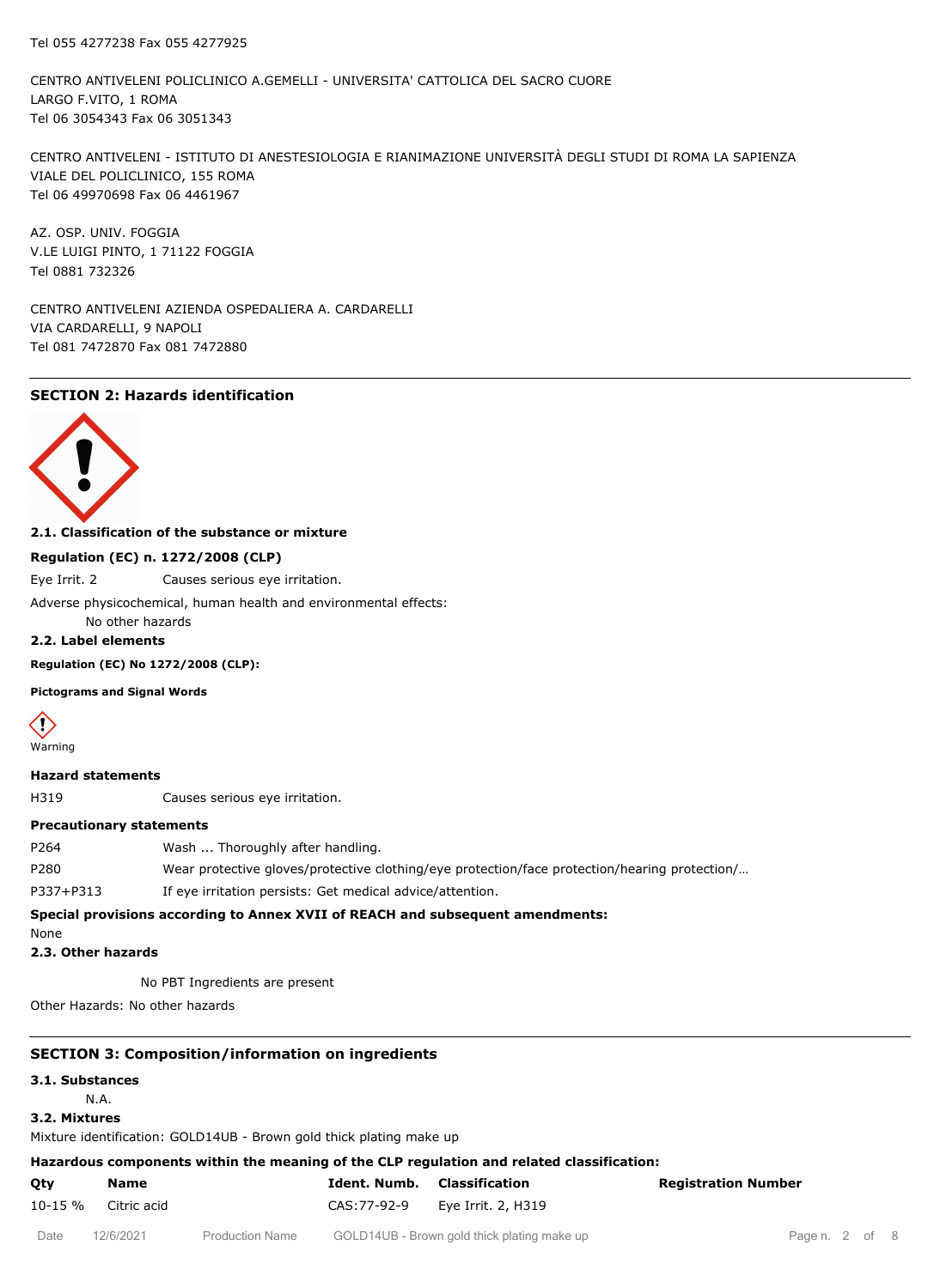Tel 055 4277238 Fax 055 4277925

CENTRO ANTIVELENI POLICLINICO A.GEMELLI - UNIVERSITA' CATTOLICA DEL SACRO CUORE
LARGO F.VITO, 1 ROMA
Tel 06 3054343 Fax 06 3051343

CENTRO ANTIVELENI - ISTITUTO DI ANESTESIOLOGIA E RIANIMAZIONE UNIVERSITÀ DEGLI STUDI DI ROMA LA SAPIENZA
VIALE DEL POLICLINICO, 155 ROMA
Tel 06 49970698 Fax 06 4461967

AZ. OSP. UNIV. FOGGIA
V.LE LUIGI PINTO, 1 71122 FOGGIA
Tel 0881 732326

CENTRO ANTIVELENI AZIENDA OSPEDALIERA A. CARDARELLI
VIA CARDARELLI, 9 NAPOLI
Tel 081 7472870 Fax 081 7472880

## SECTION 2: Hazards identification

### 2.1. Classification of the substance or mixture

**Regulation (EC) n. 1272/2008 (CLP)**

Eye Irrit. 2 Causes serious eye irritation.

Adverse physicochemical, human health and environmental effects:

No other hazards

### 2.2. Label elements

**Regulation (EC) No 1272/2008 (CLP):**

**Pictograms and Signal Words**

Warning

**Hazard statements**

H319 Causes serious eye irritation.

**Precautionary statements**

| | |
|---|---|
| P264 | Wash ... Thoroughly after handling. |
| P280 | Wear protective gloves/protective clothing/eye protection/face protection/hearing protection/… |
| P337+P313 | If eye irritation persists: Get medical advice/attention. |

**Special provisions according to Annex XVII of REACH and subsequent amendments:**

None

### 2.3. Other hazards

No PBT Ingredients are present

Other Hazards: No other hazards

## SECTION 3: Composition/information on ingredients

### 3.1. Substances

N.A.

### 3.2. Mixtures

Mixture identification: GOLD14UB - Brown gold thick plating make up

**Hazardous components within the meaning of the CLP regulation and related classification:**

| Qty | Name | Ident. Numb. | Classification | Registration Number |
|---|---|---|---|---|
| 10-15 % | Citric acid | CAS:77-92-9 | Eye Irrit. 2, H319 | |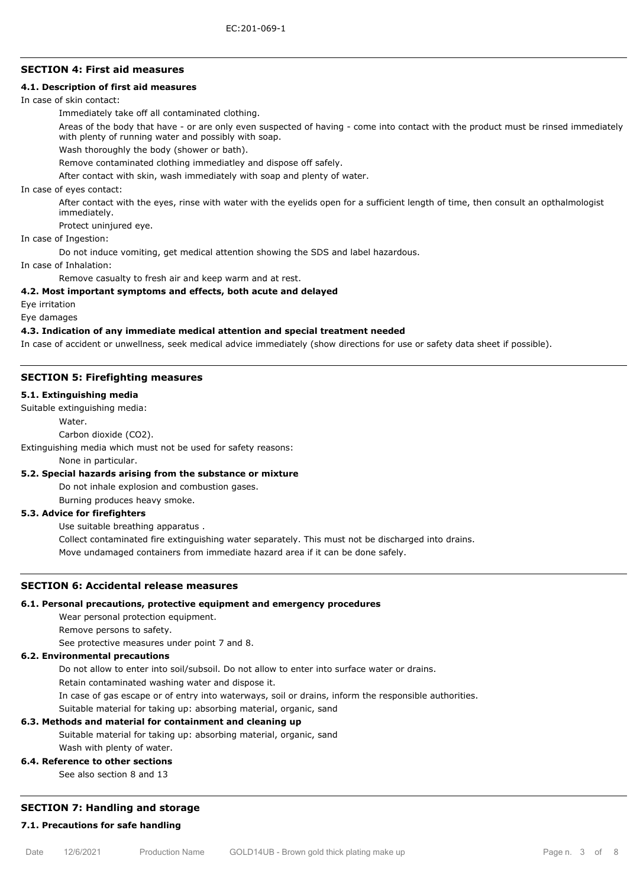## SECTION 4: First aid measures

### 4.1. Description of first aid measures

In case of skin contact:

Immediately take off all contaminated clothing.

Areas of the body that have - or are only even suspected of having - come into contact with the product must be rinsed immediately with plenty of running water and possibly with soap.

Wash thoroughly the body (shower or bath).

Remove contaminated clothing immediatley and dispose off safely.

After contact with skin, wash immediately with soap and plenty of water.

In case of eyes contact:

After contact with the eyes, rinse with water with the eyelids open for a sufficient length of time, then consult an opthalmologist immediately.

Protect uninjured eye.

In case of Ingestion:

Do not induce vomiting, get medical attention showing the SDS and label hazardous.

In case of Inhalation:

Remove casualty to fresh air and keep warm and at rest.

### 4.2. Most important symptoms and effects, both acute and delayed

Eye irritation

Eye damages

### 4.3. Indication of any immediate medical attention and special treatment needed

In case of accident or unwellness, seek medical advice immediately (show directions for use or safety data sheet if possible).

## SECTION 5: Firefighting measures

### 5.1. Extinguishing media

Suitable extinguishing media:

Water.

Carbon dioxide ($CO_2$).

Extinguishing media which must not be used for safety reasons:

None in particular.

### 5.2. Special hazards arising from the substance or mixture

Do not inhale explosion and combustion gases.

Burning produces heavy smoke.

### 5.3. Advice for firefighters

Use suitable breathing apparatus .

Collect contaminated fire extinguishing water separately. This must not be discharged into drains.

Move undamaged containers from immediate hazard area if it can be done safely.

## SECTION 6: Accidental release measures

### 6.1. Personal precautions, protective equipment and emergency procedures

Wear personal protection equipment.

Remove persons to safety.

See protective measures under point 7 and 8.

### 6.2. Environmental precautions

Do not allow to enter into soil/subsoil. Do not allow to enter into surface water or drains.

Retain contaminated washing water and dispose it.

In case of gas escape or of entry into waterways, soil or drains, inform the responsible authorities.

Suitable material for taking up: absorbing material, organic, sand

### 6.3. Methods and material for containment and cleaning up

Suitable material for taking up: absorbing material, organic, sand

Wash with plenty of water.

### 6.4. Reference to other sections

See also section 8 and 13

## SECTION 7: Handling and storage

### 7.1. Precautions for safe handling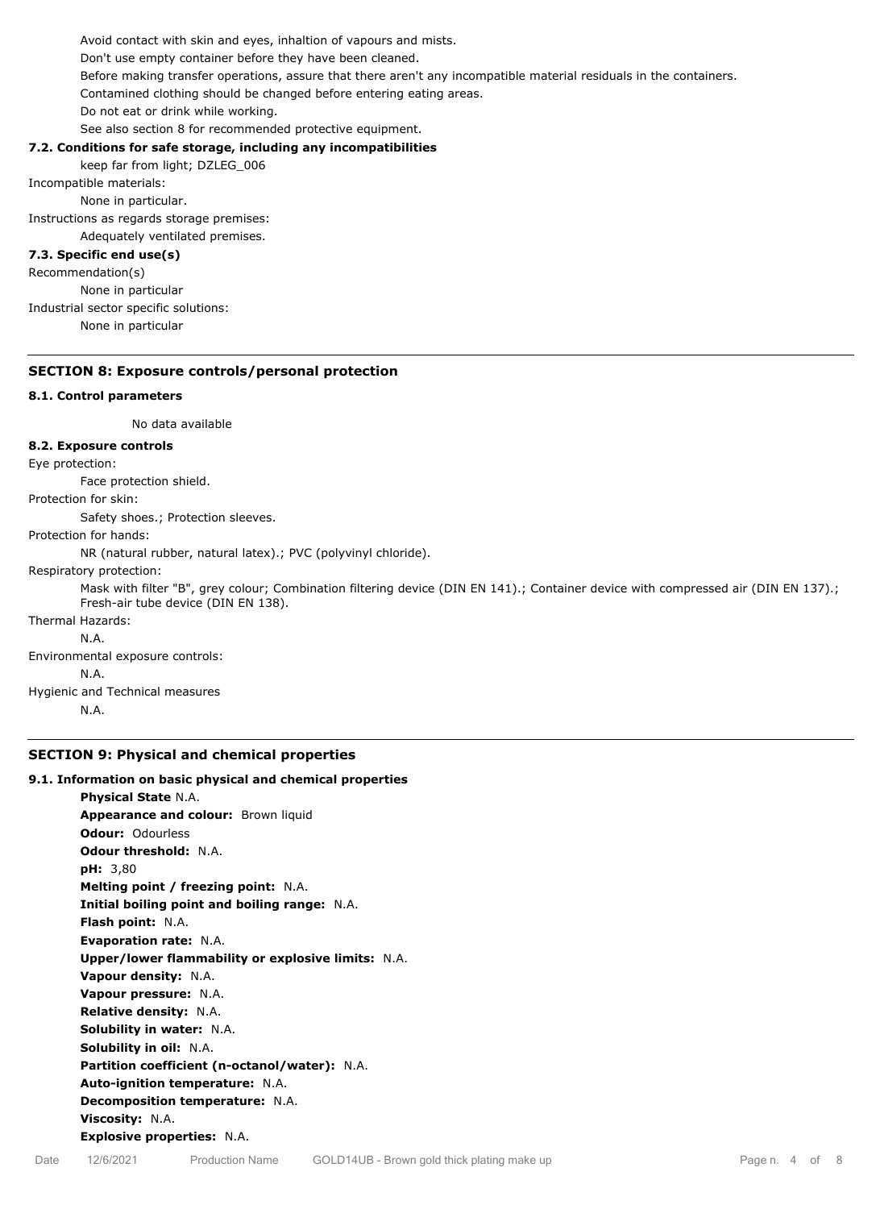Avoid contact with skin and eyes, inhaltion of vapours and mists.

Don't use empty container before they have been cleaned.

Before making transfer operations, assure that there aren't any incompatible material residuals in the containers.

Contamined clothing should be changed before entering eating areas.

Do not eat or drink while working.

See also section 8 for recommended protective equipment.

**7.2. Conditions for safe storage, including any incompatibilities**

keep far from light; DZLEG_006

Incompatible materials:

None in particular.

Instructions as regards storage premises:

Adequately ventilated premises.

**7.3. Specific end use(s)**

Recommendation(s)

None in particular

Industrial sector specific solutions:

None in particular

## SECTION 8: Exposure controls/personal protection

**8.1. Control parameters**

No data available

**8.2. Exposure controls**

Eye protection:

Face protection shield.

Protection for skin:

Safety shoes.; Protection sleeves.

Protection for hands:

NR (natural rubber, natural latex).; PVC (polyvinyl chloride).

Respiratory protection:

Mask with filter "B", grey colour; Combination filtering device (DIN EN 141).; Container device with compressed air (DIN EN 137).; Fresh-air tube device (DIN EN 138).

Thermal Hazards:

N.A.

Environmental exposure controls:

N.A.

Hygienic and Technical measures

N.A.

## SECTION 9: Physical and chemical properties

**9.1. Information on basic physical and chemical properties**

**Physical State** N.A.
**Appearance and colour:** Brown liquid
**Odour:** Odourless
**Odour threshold:** N.A.
**pH:** 3,80
**Melting point / freezing point:** N.A.
**Initial boiling point and boiling range:** N.A.
**Flash point:** N.A.
**Evaporation rate:** N.A.
**Upper/lower flammability or explosive limits:** N.A.
**Vapour density:** N.A.
**Vapour pressure:** N.A.
**Relative density:** N.A.
**Solubility in water:** N.A.
**Solubility in oil:** N.A.
**Partition coefficient (n-octanol/water):** N.A.
**Auto-ignition temperature:** N.A.
**Decomposition temperature:** N.A.
**Viscosity:** N.A.
**Explosive properties:** N.A.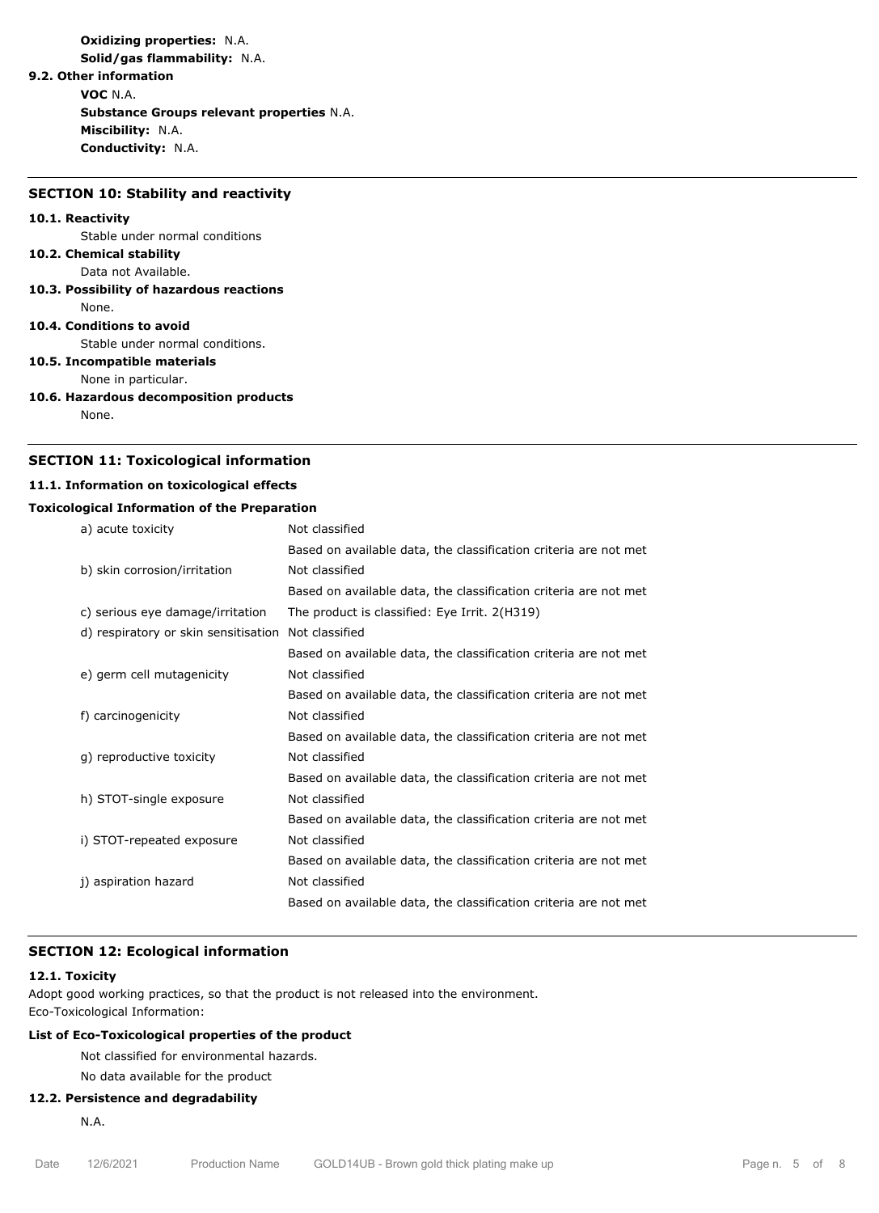**Oxidizing properties:** N.A.

**Solid/gas flammability:** N.A.

**9.2. Other information**

**VOC** N.A.

**Substance Groups relevant properties** N.A.

**Miscibility:** N.A.

**Conductivity:** N.A.

## SECTION 10: Stability and reactivity

**10.1. Reactivity**

Stable under normal conditions

**10.2. Chemical stability**

Data not Available.

**10.3. Possibility of hazardous reactions**

None.

**10.4. Conditions to avoid**

Stable under normal conditions.

**10.5. Incompatible materials**

None in particular.

**10.6. Hazardous decomposition products**

None.

## SECTION 11: Toxicological information

**11.1. Information on toxicological effects**

**Toxicological Information of the Preparation**

| | |
|---|---|
| a) acute toxicity | Not classified<br>Based on available data, the classification criteria are not met |
| b) skin corrosion/irritation | Not classified<br>Based on available data, the classification criteria are not met |
| c) serious eye damage/irritation | The product is classified: Eye Irrit. 2(H319) |
| d) respiratory or skin sensitisation | Not classified<br>Based on available data, the classification criteria are not met |
| e) germ cell mutagenicity | Not classified<br>Based on available data, the classification criteria are not met |
| f) carcinogenicity | Not classified<br>Based on available data, the classification criteria are not met |
| g) reproductive toxicity | Not classified<br>Based on available data, the classification criteria are not met |
| h) STOT-single exposure | Not classified<br>Based on available data, the classification criteria are not met |
| i) STOT-repeated exposure | Not classified<br>Based on available data, the classification criteria are not met |
| j) aspiration hazard | Not classified<br>Based on available data, the classification criteria are not met |

## SECTION 12: Ecological information

**12.1. Toxicity**

Adopt good working practices, so that the product is not released into the environment.
Eco-Toxicological Information:

**List of Eco-Toxicological properties of the product**

Not classified for environmental hazards.

No data available for the product

**12.2. Persistence and degradability**

N.A.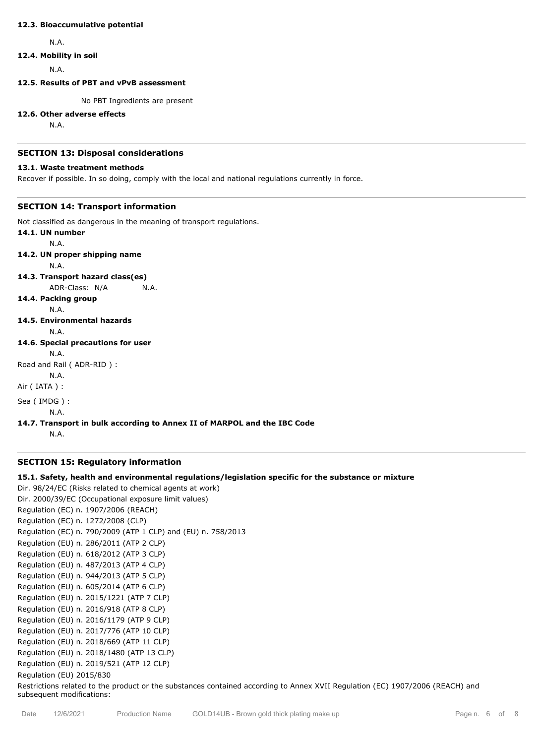#### 12.3. Bioaccumulative potential

N.A.

#### 12.4. Mobility in soil

N.A.

#### 12.5. Results of PBT and vPvB assessment

No PBT Ingredients are present

#### 12.6. Other adverse effects

N.A.

## SECTION 13: Disposal considerations

#### 13.1. Waste treatment methods

Recover if possible. In so doing, comply with the local and national regulations currently in force.

## SECTION 14: Transport information

Not classified as dangerous in the meaning of transport regulations.

#### 14.1. UN number

N.A.

#### 14.2. UN proper shipping name

N.A.

#### 14.3. Transport hazard class(es)

ADR-Class: N/A N.A.

#### 14.4. Packing group

N.A.

#### 14.5. Environmental hazards

N.A.

#### 14.6. Special precautions for user

N.A.

Road and Rail ( ADR-RID ) :

N.A.

Air ( IATA ) :

Sea ( IMDG ) :

N.A.

#### 14.7. Transport in bulk according to Annex II of MARPOL and the IBC Code

N.A.

## SECTION 15: Regulatory information

#### 15.1. Safety, health and environmental regulations/legislation specific for the substance or mixture

Dir. 98/24/EC (Risks related to chemical agents at work)
Dir. 2000/39/EC (Occupational exposure limit values)
Regulation (EC) n. 1907/2006 (REACH)
Regulation (EC) n. 1272/2008 (CLP)
Regulation (EC) n. 790/2009 (ATP 1 CLP) and (EU) n. 758/2013
Regulation (EU) n. 286/2011 (ATP 2 CLP)
Regulation (EU) n. 618/2012 (ATP 3 CLP)
Regulation (EU) n. 487/2013 (ATP 4 CLP)
Regulation (EU) n. 944/2013 (ATP 5 CLP)
Regulation (EU) n. 605/2014 (ATP 6 CLP)
Regulation (EU) n. 2015/1221 (ATP 7 CLP)
Regulation (EU) n. 2016/918 (ATP 8 CLP)
Regulation (EU) n. 2016/1179 (ATP 9 CLP)
Regulation (EU) n. 2017/776 (ATP 10 CLP)
Regulation (EU) n. 2018/669 (ATP 11 CLP)
Regulation (EU) n. 2018/1480 (ATP 13 CLP)
Regulation (EU) n. 2019/521 (ATP 12 CLP)
Regulation (EU) 2015/830

Restrictions related to the product or the substances contained according to Annex XVII Regulation (EC) 1907/2006 (REACH) and subsequent modifications: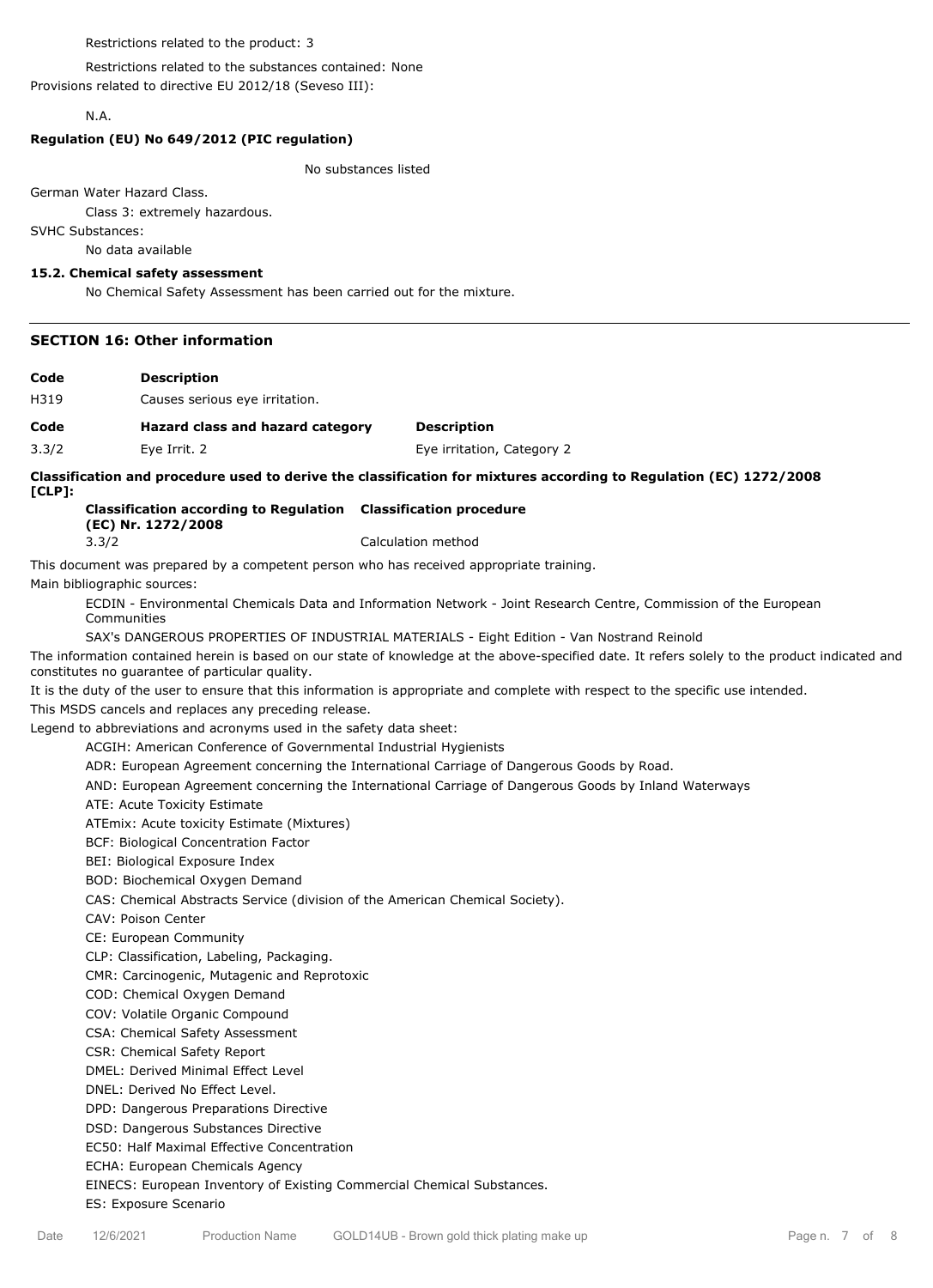Restrictions related to the product: 3

Restrictions related to the substances contained: None

Provisions related to directive EU 2012/18 (Seveso III):

N.A.

**Regulation (EU) No 649/2012 (PIC regulation)**

No substances listed

German Water Hazard Class.

Class 3: extremely hazardous.

SVHC Substances:

No data available

**15.2. Chemical safety assessment**

No Chemical Safety Assessment has been carried out for the mixture.

## SECTION 16: Other information

| Code | Description |
| --- | --- |
| H319 | Causes serious eye irritation. |

| Code | Hazard class and hazard category | Description |
| --- | --- | --- |
| 3.3/2 | Eye Irrit. 2 | Eye irritation, Category 2 |

**Classification and procedure used to derive the classification for mixtures according to Regulation (EC) 1272/2008 [CLP]:**

| Classification according to Regulation (EC) Nr. 1272/2008 | Classification procedure |
| --- | --- |
| 3.3/2 | Calculation method |

This document was prepared by a competent person who has received appropriate training.

Main bibliographic sources:

ECDIN - Environmental Chemicals Data and Information Network - Joint Research Centre, Commission of the European Communities

SAX's DANGEROUS PROPERTIES OF INDUSTRIAL MATERIALS - Eight Edition - Van Nostrand Reinold

The information contained herein is based on our state of knowledge at the above-specified date. It refers solely to the product indicated and constitutes no guarantee of particular quality.

It is the duty of the user to ensure that this information is appropriate and complete with respect to the specific use intended.

This MSDS cancels and replaces any preceding release.

Legend to abbreviations and acronyms used in the safety data sheet:

ACGIH: American Conference of Governmental Industrial Hygienists

ADR: European Agreement concerning the International Carriage of Dangerous Goods by Road.

AND: European Agreement concerning the International Carriage of Dangerous Goods by Inland Waterways

ATE: Acute Toxicity Estimate

ATEmix: Acute toxicity Estimate (Mixtures)

BCF: Biological Concentration Factor

BEI: Biological Exposure Index

BOD: Biochemical Oxygen Demand

CAS: Chemical Abstracts Service (division of the American Chemical Society).

CAV: Poison Center

CE: European Community

CLP: Classification, Labeling, Packaging.

CMR: Carcinogenic, Mutagenic and Reprotoxic

COD: Chemical Oxygen Demand

COV: Volatile Organic Compound

CSA: Chemical Safety Assessment

CSR: Chemical Safety Report

DMEL: Derived Minimal Effect Level

DNEL: Derived No Effect Level.

DPD: Dangerous Preparations Directive

DSD: Dangerous Substances Directive

EC50: Half Maximal Effective Concentration

ECHA: European Chemicals Agency

EINECS: European Inventory of Existing Commercial Chemical Substances.

ES: Exposure Scenario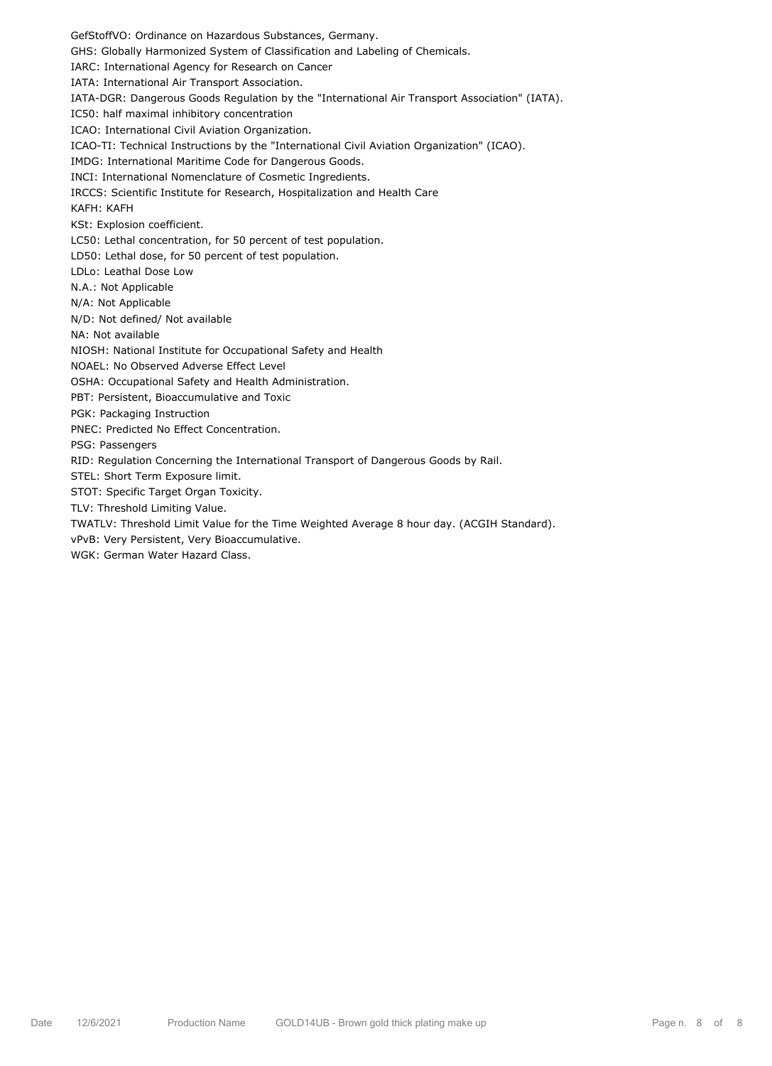GefStoffVO: Ordinance on Hazardous Substances, Germany.

GHS: Globally Harmonized System of Classification and Labeling of Chemicals.

IARC: International Agency for Research on Cancer

IATA: International Air Transport Association.

IATA-DGR: Dangerous Goods Regulation by the "International Air Transport Association" (IATA).

IC50: half maximal inhibitory concentration

ICAO: International Civil Aviation Organization.

ICAO-TI: Technical Instructions by the "International Civil Aviation Organization" (ICAO).

IMDG: International Maritime Code for Dangerous Goods.

INCI: International Nomenclature of Cosmetic Ingredients.

IRCCS: Scientific Institute for Research, Hospitalization and Health Care

KAFH: KAFH

KSt: Explosion coefficient.

LC50: Lethal concentration, for 50 percent of test population.

LD50: Lethal dose, for 50 percent of test population.

LDLo: Leathal Dose Low

N.A.: Not Applicable

N/A: Not Applicable

N/D: Not defined/ Not available

NA: Not available

NIOSH: National Institute for Occupational Safety and Health

NOAEL: No Observed Adverse Effect Level

OSHA: Occupational Safety and Health Administration.

PBT: Persistent, Bioaccumulative and Toxic

PGK: Packaging Instruction

PNEC: Predicted No Effect Concentration.

PSG: Passengers

RID: Regulation Concerning the International Transport of Dangerous Goods by Rail.

STEL: Short Term Exposure limit.

STOT: Specific Target Organ Toxicity.

TLV: Threshold Limiting Value.

TWATLV: Threshold Limit Value for the Time Weighted Average 8 hour day. (ACGIH Standard).

vPvB: Very Persistent, Very Bioaccumulative.

WGK: German Water Hazard Class.